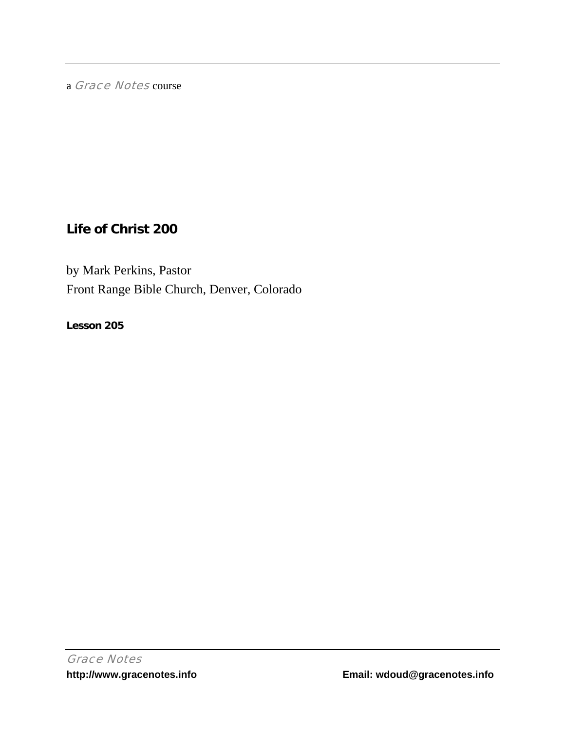a *Grace Notes* course

# Life of Christ 200

by Mark Perkins, Pastor

Front Range Bible Church, Denver, Colorado

**Lesson 205**

*Grace Notes*

**http://www.gracenotes.info** **Email: wdoud@gracenotes.info**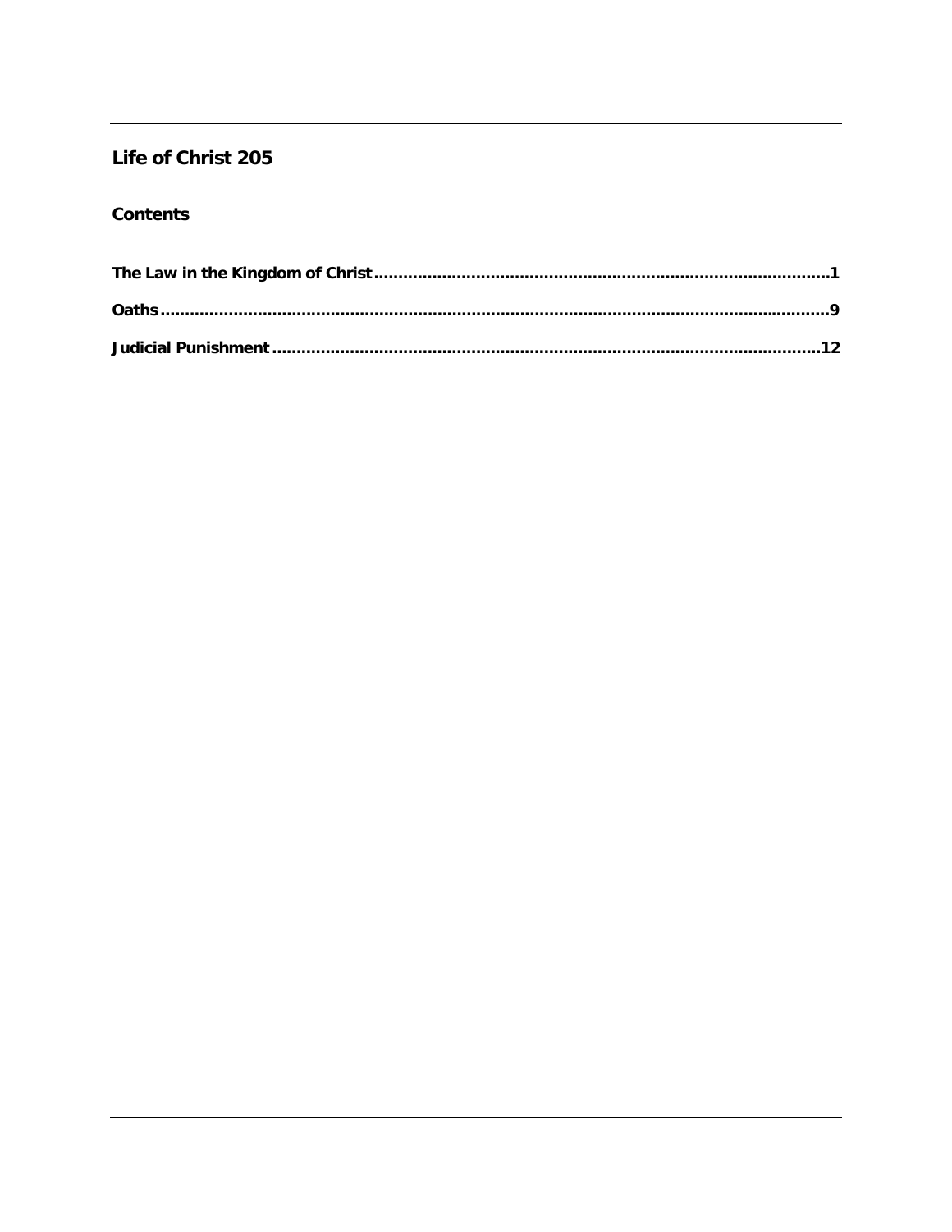## Life of Christ 205

### Contents

**The Law in the Kingdom of Christ** ........................................................................................ **1**

**Oaths** ........................................................................................................................ **9**

**Judicial Punishment** ........................................................................................................ **12**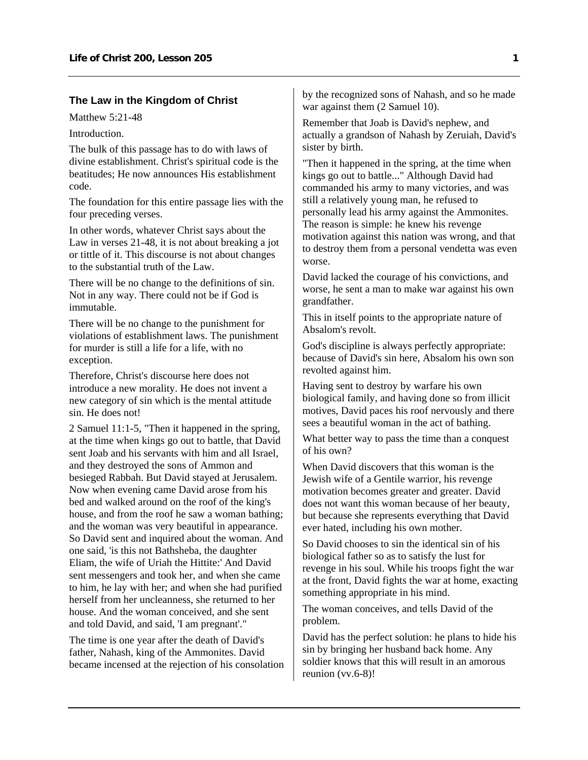### The Law in the Kingdom of Christ

Matthew 5:21-48

Introduction.

The bulk of this passage has to do with laws of divine establishment. Christ's spiritual code is the beatitudes; He now announces His establishment code.

The foundation for this entire passage lies with the four preceding verses.

In other words, whatever Christ says about the Law in verses 21-48, it is not about breaking a jot or tittle of it. This discourse is not about changes to the substantial truth of the Law.

There will be no change to the definitions of sin. Not in any way. There could not be if God is immutable.

There will be no change to the punishment for violations of establishment laws. The punishment for murder is still a life for a life, with no exception.

Therefore, Christ's discourse here does not introduce a new morality. He does not invent a new category of sin which is the mental attitude sin. He does not!

2 Samuel 11:1-5, "Then it happened in the spring, at the time when kings go out to battle, that David sent Joab and his servants with him and all Israel, and they destroyed the sons of Ammon and besieged Rabbah. But David stayed at Jerusalem. Now when evening came David arose from his bed and walked around on the roof of the king's house, and from the roof he saw a woman bathing; and the woman was very beautiful in appearance. So David sent and inquired about the woman. And one said, 'is this not Bathsheba, the daughter Eliam, the wife of Uriah the Hittite:' And David sent messengers and took her, and when she came to him, he lay with her; and when she had purified herself from her uncleanness, she returned to her house. And the woman conceived, and she sent and told David, and said, 'I am pregnant'."

The time is one year after the death of David's father, Nahash, king of the Ammonites. David became incensed at the rejection of his consolation by the recognized sons of Nahash, and so he made war against them (2 Samuel 10).

Remember that Joab is David's nephew, and actually a grandson of Nahash by Zeruiah, David's sister by birth.

"Then it happened in the spring, at the time when kings go out to battle..." Although David had commanded his army to many victories, and was still a relatively young man, he refused to personally lead his army against the Ammonites. The reason is simple: he knew his revenge motivation against this nation was wrong, and that to destroy them from a personal vendetta was even worse.

David lacked the courage of his convictions, and worse, he sent a man to make war against his own grandfather.

This in itself points to the appropriate nature of Absalom's revolt.

God's discipline is always perfectly appropriate: because of David's sin here, Absalom his own son revolted against him.

Having sent to destroy by warfare his own biological family, and having done so from illicit motives, David paces his roof nervously and there sees a beautiful woman in the act of bathing.

What better way to pass the time than a conquest of his own?

When David discovers that this woman is the Jewish wife of a Gentile warrior, his revenge motivation becomes greater and greater. David does not want this woman because of her beauty, but because she represents everything that David ever hated, including his own mother.

So David chooses to sin the identical sin of his biological father so as to satisfy the lust for revenge in his soul. While his troops fight the war at the front, David fights the war at home, exacting something appropriate in his mind.

The woman conceives, and tells David of the problem.

David has the perfect solution: he plans to hide his sin by bringing her husband back home. Any soldier knows that this will result in an amorous reunion (vv.6-8)!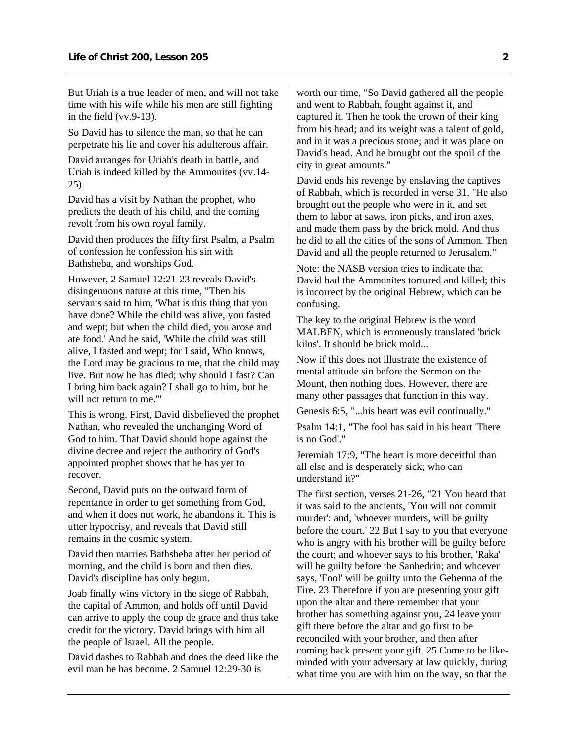But Uriah is a true leader of men, and will not take time with his wife while his men are still fighting in the field (vv.9-13).

So David has to silence the man, so that he can perpetrate his lie and cover his adulterous affair.

David arranges for Uriah's death in battle, and Uriah is indeed killed by the Ammonites (vv.14-25).

David has a visit by Nathan the prophet, who predicts the death of his child, and the coming revolt from his own royal family.

David then produces the fifty first Psalm, a Psalm of confession he confession his sin with Bathsheba, and worships God.

However, 2 Samuel 12:21-23 reveals David's disingenuous nature at this time, "Then his servants said to him, 'What is this thing that you have done? While the child was alive, you fasted and wept; but when the child died, you arose and ate food.' And he said, 'While the child was still alive, I fasted and wept; for I said, Who knows, the Lord may be gracious to me, that the child may live. But now he has died; why should I fast? Can I bring him back again? I shall go to him, but he will not return to me.'"

This is wrong. First, David disbelieved the prophet Nathan, who revealed the unchanging Word of God to him. That David should hope against the divine decree and reject the authority of God's appointed prophet shows that he has yet to recover.

Second, David puts on the outward form of repentance in order to get something from God, and when it does not work, he abandons it. This is utter hypocrisy, and reveals that David still remains in the cosmic system.

David then marries Bathsheba after her period of morning, and the child is born and then dies. David's discipline has only begun.

Joab finally wins victory in the siege of Rabbah, the capital of Ammon, and holds off until David can arrive to apply the coup de grace and thus take credit for the victory. David brings with him all the people of Israel. All the people.

David dashes to Rabbah and does the deed like the evil man he has become. 2 Samuel 12:29-30 is worth our time, "So David gathered all the people and went to Rabbah, fought against it, and captured it. Then he took the crown of their king from his head; and its weight was a talent of gold, and in it was a precious stone; and it was place on David's head. And he brought out the spoil of the city in great amounts."

David ends his revenge by enslaving the captives of Rabbah, which is recorded in verse 31, "He also brought out the people who were in it, and set them to labor at saws, iron picks, and iron axes, and made them pass by the brick mold. And thus he did to all the cities of the sons of Ammon. Then David and all the people returned to Jerusalem."

Note: the NASB version tries to indicate that David had the Ammonites tortured and killed; this is incorrect by the original Hebrew, which can be confusing.

The key to the original Hebrew is the word MALBEN, which is erroneously translated 'brick kilns'. It should be brick mold...

Now if this does not illustrate the existence of mental attitude sin before the Sermon on the Mount, then nothing does. However, there are many other passages that function in this way.

Genesis 6:5, "...his heart was evil continually."

Psalm 14:1, "The fool has said in his heart 'There is no God'."

Jeremiah 17:9, "The heart is more deceitful than all else and is desperately sick; who can understand it?"

The first section, verses 21-26, "21 You heard that it was said to the ancients, 'You will not commit murder': and, 'whoever murders, will be guilty before the court.' 22 But I say to you that everyone who is angry with his brother will be guilty before the court; and whoever says to his brother, 'Raka' will be guilty before the Sanhedrin; and whoever says, 'Fool' will be guilty unto the Gehenna of the Fire. 23 Therefore if you are presenting your gift upon the altar and there remember that your brother has something against you, 24 leave your gift there before the altar and go first to be reconciled with your brother, and then after coming back present your gift. 25 Come to be like-minded with your adversary at law quickly, during what time you are with him on the way, so that the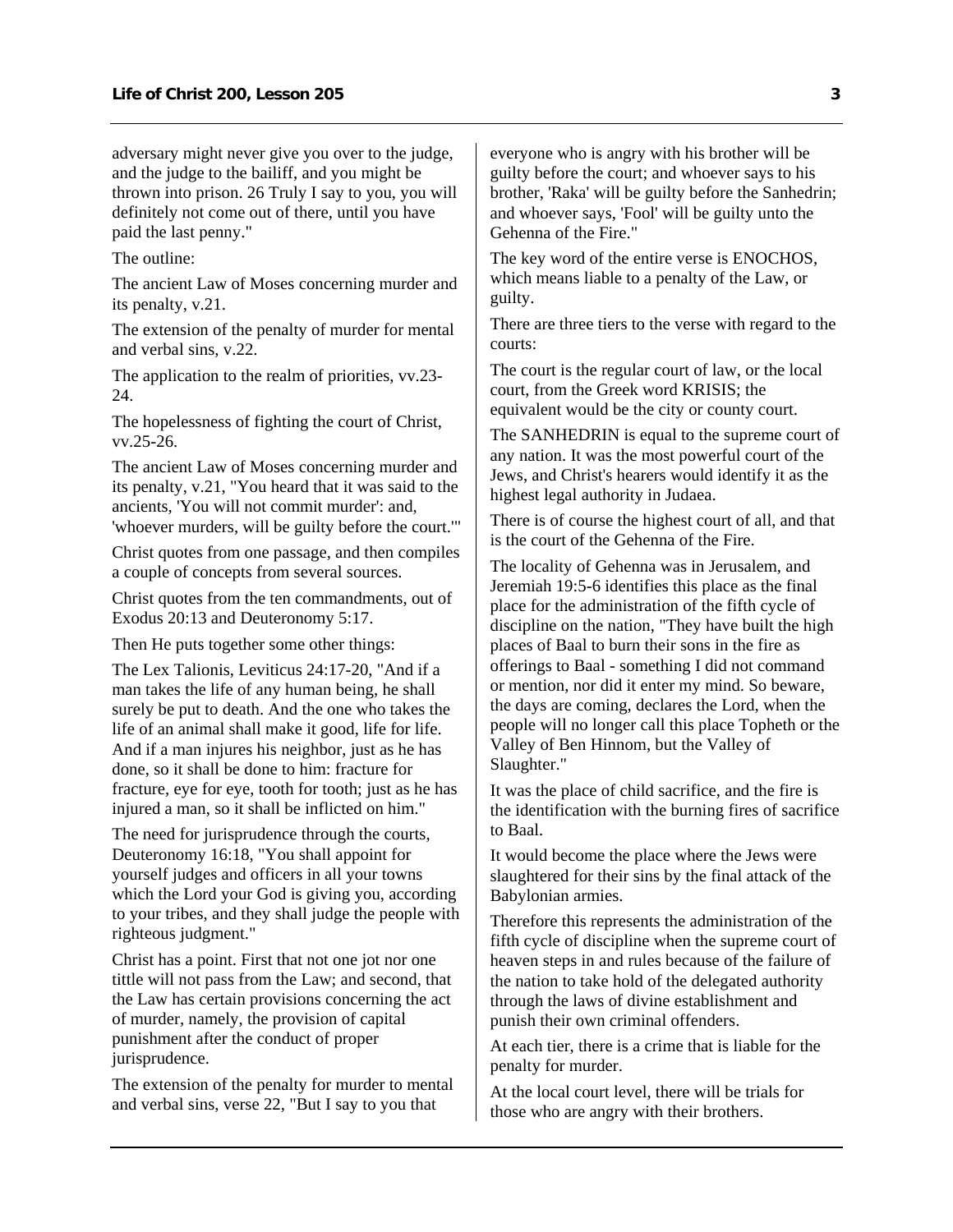adversary might never give you over to the judge, and the judge to the bailiff, and you might be thrown into prison. 26 Truly I say to you, you will definitely not come out of there, until you have paid the last penny."

The outline:

The ancient Law of Moses concerning murder and its penalty, v.21.

The extension of the penalty of murder for mental and verbal sins, v.22.

The application to the realm of priorities, vv.23-24.

The hopelessness of fighting the court of Christ, vv.25-26.

The ancient Law of Moses concerning murder and its penalty, v.21, "You heard that it was said to the ancients, 'You will not commit murder': and, 'whoever murders, will be guilty before the court.'"

Christ quotes from one passage, and then compiles a couple of concepts from several sources.

Christ quotes from the ten commandments, out of Exodus 20:13 and Deuteronomy 5:17.

Then He puts together some other things:

The Lex Talionis, Leviticus 24:17-20, "And if a man takes the life of any human being, he shall surely be put to death. And the one who takes the life of an animal shall make it good, life for life. And if a man injures his neighbor, just as he has done, so it shall be done to him: fracture for fracture, eye for eye, tooth for tooth; just as he has injured a man, so it shall be inflicted on him."

The need for jurisprudence through the courts, Deuteronomy 16:18, "You shall appoint for yourself judges and officers in all your towns which the Lord your God is giving you, according to your tribes, and they shall judge the people with righteous judgment."

Christ has a point. First that not one jot nor one tittle will not pass from the Law; and second, that the Law has certain provisions concerning the act of murder, namely, the provision of capital punishment after the conduct of proper jurisprudence.

The extension of the penalty for murder to mental and verbal sins, verse 22, "But I say to you that everyone who is angry with his brother will be guilty before the court; and whoever says to his brother, 'Raka' will be guilty before the Sanhedrin; and whoever says, 'Fool' will be guilty unto the Gehenna of the Fire."

The key word of the entire verse is ENOCHOS, which means liable to a penalty of the Law, or guilty.

There are three tiers to the verse with regard to the courts:

The court is the regular court of law, or the local court, from the Greek word KRISIS; the equivalent would be the city or county court.

The SANHEDRIN is equal to the supreme court of any nation. It was the most powerful court of the Jews, and Christ's hearers would identify it as the highest legal authority in Judaea.

There is of course the highest court of all, and that is the court of the Gehenna of the Fire.

The locality of Gehenna was in Jerusalem, and Jeremiah 19:5-6 identifies this place as the final place for the administration of the fifth cycle of discipline on the nation, "They have built the high places of Baal to burn their sons in the fire as offerings to Baal - something I did not command or mention, nor did it enter my mind. So beware, the days are coming, declares the Lord, when the people will no longer call this place Topheth or the Valley of Ben Hinnom, but the Valley of Slaughter."

It was the place of child sacrifice, and the fire is the identification with the burning fires of sacrifice to Baal.

It would become the place where the Jews were slaughtered for their sins by the final attack of the Babylonian armies.

Therefore this represents the administration of the fifth cycle of discipline when the supreme court of heaven steps in and rules because of the failure of the nation to take hold of the delegated authority through the laws of divine establishment and punish their own criminal offenders.

At each tier, there is a crime that is liable for the penalty for murder.

At the local court level, there will be trials for those who are angry with their brothers.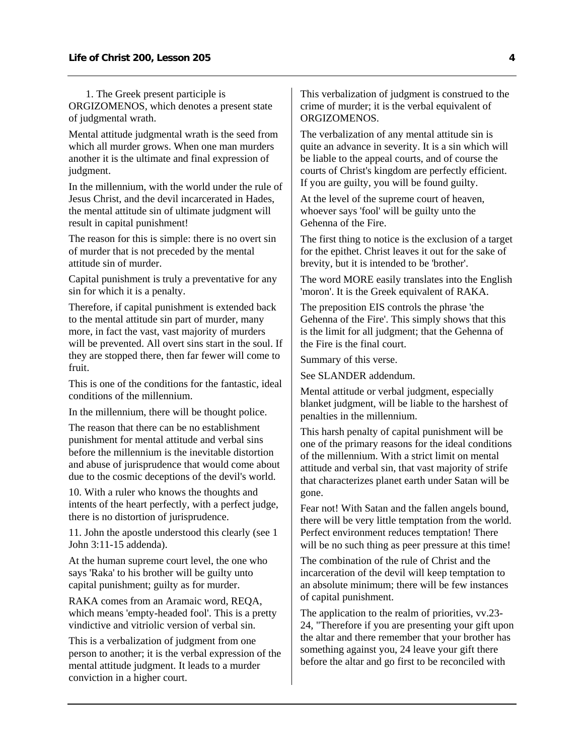1. The Greek present participle is ORGIZOMENOS, which denotes a present state of judgmental wrath.

Mental attitude judgmental wrath is the seed from which all murder grows. When one man murders another it is the ultimate and final expression of judgment.

In the millennium, with the world under the rule of Jesus Christ, and the devil incarcerated in Hades, the mental attitude sin of ultimate judgment will result in capital punishment!

The reason for this is simple: there is no overt sin of murder that is not preceded by the mental attitude sin of murder.

Capital punishment is truly a preventative for any sin for which it is a penalty.

Therefore, if capital punishment is extended back to the mental attitude sin part of murder, many more, in fact the vast, vast majority of murders will be prevented. All overt sins start in the soul. If they are stopped there, then far fewer will come to fruit.

This is one of the conditions for the fantastic, ideal conditions of the millennium.

In the millennium, there will be thought police.

The reason that there can be no establishment punishment for mental attitude and verbal sins before the millennium is the inevitable distortion and abuse of jurisprudence that would come about due to the cosmic deceptions of the devil's world.

10. With a ruler who knows the thoughts and intents of the heart perfectly, with a perfect judge, there is no distortion of jurisprudence.

11. John the apostle understood this clearly (see 1 John 3:11-15 addenda).

At the human supreme court level, the one who says 'Raka' to his brother will be guilty unto capital punishment; guilty as for murder.

RAKA comes from an Aramaic word, REQA, which means 'empty-headed fool'. This is a pretty vindictive and vitriolic version of verbal sin.

This is a verbalization of judgment from one person to another; it is the verbal expression of the mental attitude judgment. It leads to a murder conviction in a higher court.

This verbalization of judgment is construed to the crime of murder; it is the verbal equivalent of ORGIZOMENOS.

The verbalization of any mental attitude sin is quite an advance in severity. It is a sin which will be liable to the appeal courts, and of course the courts of Christ's kingdom are perfectly efficient. If you are guilty, you will be found guilty.

At the level of the supreme court of heaven, whoever says 'fool' will be guilty unto the Gehenna of the Fire.

The first thing to notice is the exclusion of a target for the epithet. Christ leaves it out for the sake of brevity, but it is intended to be 'brother'.

The word MORE easily translates into the English 'moron'. It is the Greek equivalent of RAKA.

The preposition EIS controls the phrase 'the Gehenna of the Fire'. This simply shows that this is the limit for all judgment; that the Gehenna of the Fire is the final court.

Summary of this verse.

See SLANDER addendum.

Mental attitude or verbal judgment, especially blanket judgment, will be liable to the harshest of penalties in the millennium.

This harsh penalty of capital punishment will be one of the primary reasons for the ideal conditions of the millennium. With a strict limit on mental attitude and verbal sin, that vast majority of strife that characterizes planet earth under Satan will be gone.

Fear not! With Satan and the fallen angels bound, there will be very little temptation from the world. Perfect environment reduces temptation! There will be no such thing as peer pressure at this time!

The combination of the rule of Christ and the incarceration of the devil will keep temptation to an absolute minimum; there will be few instances of capital punishment.

The application to the realm of priorities, vv.23-24, "Therefore if you are presenting your gift upon the altar and there remember that your brother has something against you, 24 leave your gift there before the altar and go first to be reconciled with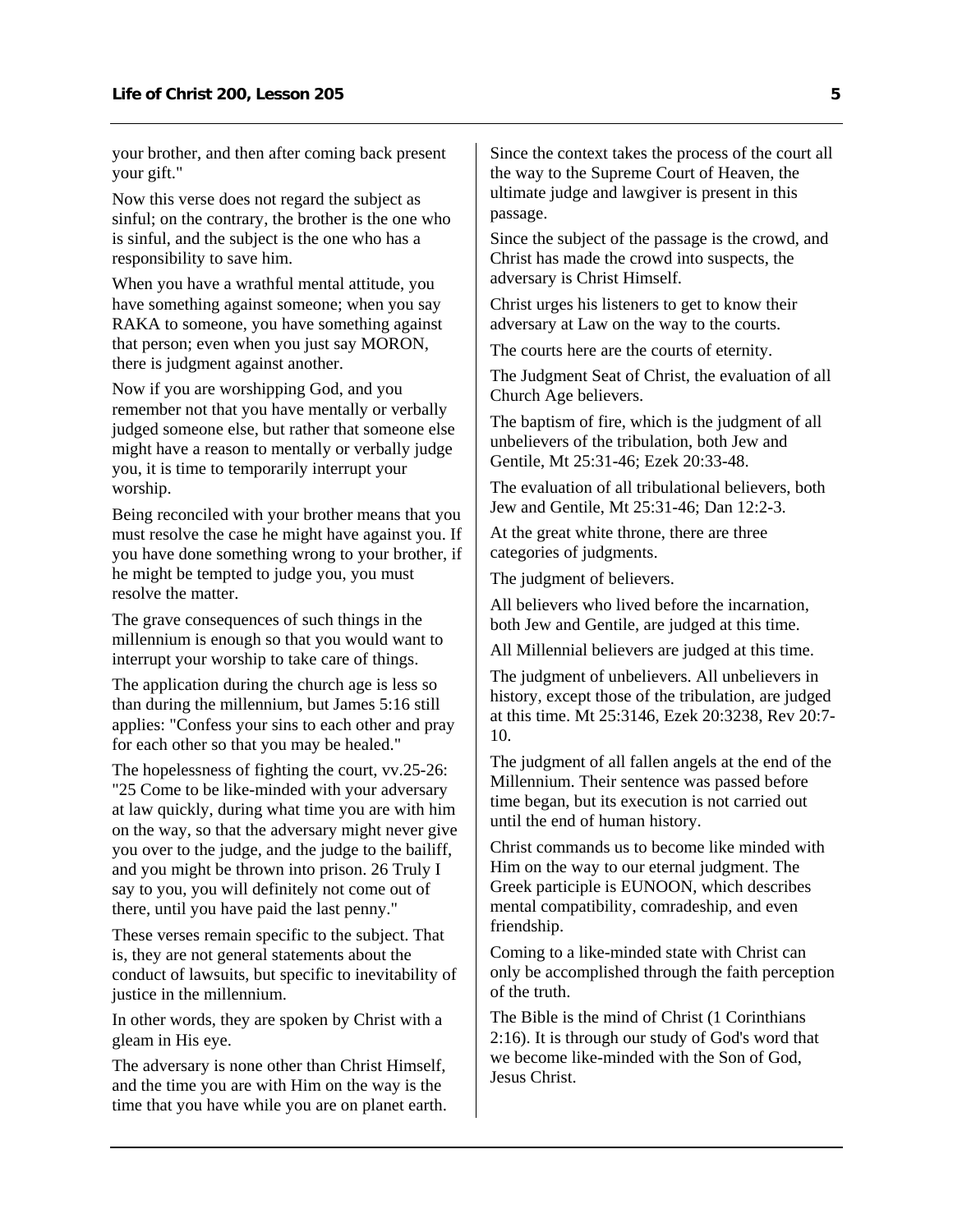your brother, and then after coming back present your gift."

Now this verse does not regard the subject as sinful; on the contrary, the brother is the one who is sinful, and the subject is the one who has a responsibility to save him.

When you have a wrathful mental attitude, you have something against someone; when you say RAKA to someone, you have something against that person; even when you just say MORON, there is judgment against another.

Now if you are worshipping God, and you remember not that you have mentally or verbally judged someone else, but rather that someone else might have a reason to mentally or verbally judge you, it is time to temporarily interrupt your worship.

Being reconciled with your brother means that you must resolve the case he might have against you. If you have done something wrong to your brother, if he might be tempted to judge you, you must resolve the matter.

The grave consequences of such things in the millennium is enough so that you would want to interrupt your worship to take care of things.

The application during the church age is less so than during the millennium, but James 5:16 still applies: "Confess your sins to each other and pray for each other so that you may be healed."

The hopelessness of fighting the court, vv.25-26: "25 Come to be like-minded with your adversary at law quickly, during what time you are with him on the way, so that the adversary might never give you over to the judge, and the judge to the bailiff, and you might be thrown into prison. 26 Truly I say to you, you will definitely not come out of there, until you have paid the last penny."

These verses remain specific to the subject. That is, they are not general statements about the conduct of lawsuits, but specific to inevitability of justice in the millennium.

In other words, they are spoken by Christ with a gleam in His eye.

The adversary is none other than Christ Himself, and the time you are with Him on the way is the time that you have while you are on planet earth.

Since the context takes the process of the court all the way to the Supreme Court of Heaven, the ultimate judge and lawgiver is present in this passage.

Since the subject of the passage is the crowd, and Christ has made the crowd into suspects, the adversary is Christ Himself.

Christ urges his listeners to get to know their adversary at Law on the way to the courts.

The courts here are the courts of eternity.

The Judgment Seat of Christ, the evaluation of all Church Age believers.

The baptism of fire, which is the judgment of all unbelievers of the tribulation, both Jew and Gentile, Mt 25:31-46; Ezek 20:33-48.

The evaluation of all tribulational believers, both Jew and Gentile, Mt 25:31-46; Dan 12:2-3.

At the great white throne, there are three categories of judgments.

The judgment of believers.

All believers who lived before the incarnation, both Jew and Gentile, are judged at this time.

All Millennial believers are judged at this time.

The judgment of unbelievers. All unbelievers in history, except those of the tribulation, are judged at this time. Mt 25:3146, Ezek 20:3238, Rev 20:7-10.

The judgment of all fallen angels at the end of the Millennium. Their sentence was passed before time began, but its execution is not carried out until the end of human history.

Christ commands us to become like minded with Him on the way to our eternal judgment. The Greek participle is EUNOON, which describes mental compatibility, comradeship, and even friendship.

Coming to a like-minded state with Christ can only be accomplished through the faith perception of the truth.

The Bible is the mind of Christ (1 Corinthians 2:16). It is through our study of God's word that we become like-minded with the Son of God, Jesus Christ.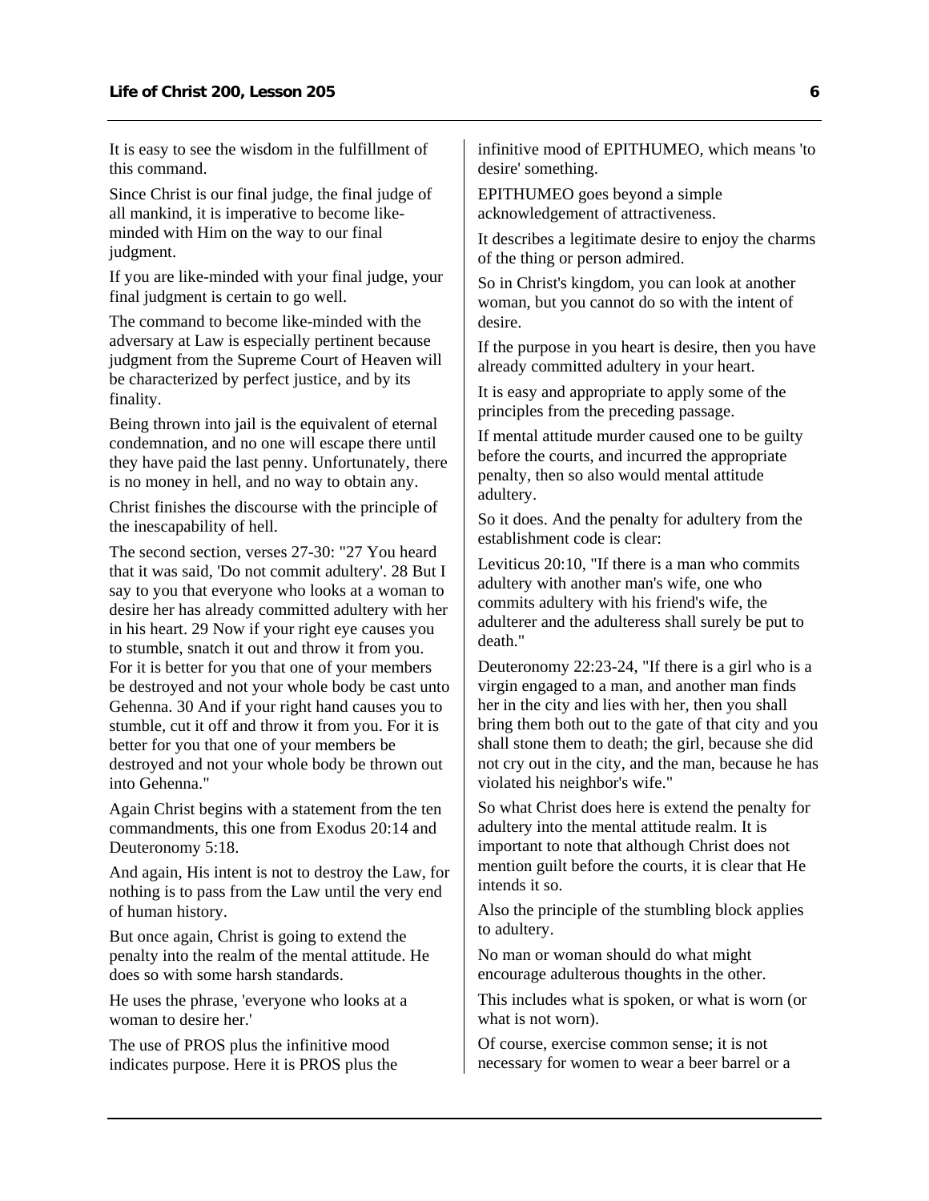It is easy to see the wisdom in the fulfillment of this command.

Since Christ is our final judge, the final judge of all mankind, it is imperative to become like-minded with Him on the way to our final judgment.

If you are like-minded with your final judge, your final judgment is certain to go well.

The command to become like-minded with the adversary at Law is especially pertinent because judgment from the Supreme Court of Heaven will be characterized by perfect justice, and by its finality.

Being thrown into jail is the equivalent of eternal condemnation, and no one will escape there until they have paid the last penny. Unfortunately, there is no money in hell, and no way to obtain any.

Christ finishes the discourse with the principle of the inescapability of hell.

The second section, verses 27-30: "27 You heard that it was said, 'Do not commit adultery'. 28 But I say to you that everyone who looks at a woman to desire her has already committed adultery with her in his heart. 29 Now if your right eye causes you to stumble, snatch it out and throw it from you. For it is better for you that one of your members be destroyed and not your whole body be cast unto Gehenna. 30 And if your right hand causes you to stumble, cut it off and throw it from you. For it is better for you that one of your members be destroyed and not your whole body be thrown out into Gehenna."

Again Christ begins with a statement from the ten commandments, this one from Exodus 20:14 and Deuteronomy 5:18.

And again, His intent is not to destroy the Law, for nothing is to pass from the Law until the very end of human history.

But once again, Christ is going to extend the penalty into the realm of the mental attitude. He does so with some harsh standards.

He uses the phrase, 'everyone who looks at a woman to desire her.'

The use of PROS plus the infinitive mood indicates purpose. Here it is PROS plus the infinitive mood of EPITHUMEO, which means 'to desire' something.

EPITHUMEO goes beyond a simple acknowledgement of attractiveness.

It describes a legitimate desire to enjoy the charms of the thing or person admired.

So in Christ's kingdom, you can look at another woman, but you cannot do so with the intent of desire.

If the purpose in you heart is desire, then you have already committed adultery in your heart.

It is easy and appropriate to apply some of the principles from the preceding passage.

If mental attitude murder caused one to be guilty before the courts, and incurred the appropriate penalty, then so also would mental attitude adultery.

So it does. And the penalty for adultery from the establishment code is clear:

Leviticus 20:10, "If there is a man who commits adultery with another man's wife, one who commits adultery with his friend's wife, the adulterer and the adulteress shall surely be put to death."

Deuteronomy 22:23-24, "If there is a girl who is a virgin engaged to a man, and another man finds her in the city and lies with her, then you shall bring them both out to the gate of that city and you shall stone them to death; the girl, because she did not cry out in the city, and the man, because he has violated his neighbor's wife."

So what Christ does here is extend the penalty for adultery into the mental attitude realm. It is important to note that although Christ does not mention guilt before the courts, it is clear that He intends it so.

Also the principle of the stumbling block applies to adultery.

No man or woman should do what might encourage adulterous thoughts in the other.

This includes what is spoken, or what is worn (or what is not worn).

Of course, exercise common sense; it is not necessary for women to wear a beer barrel or a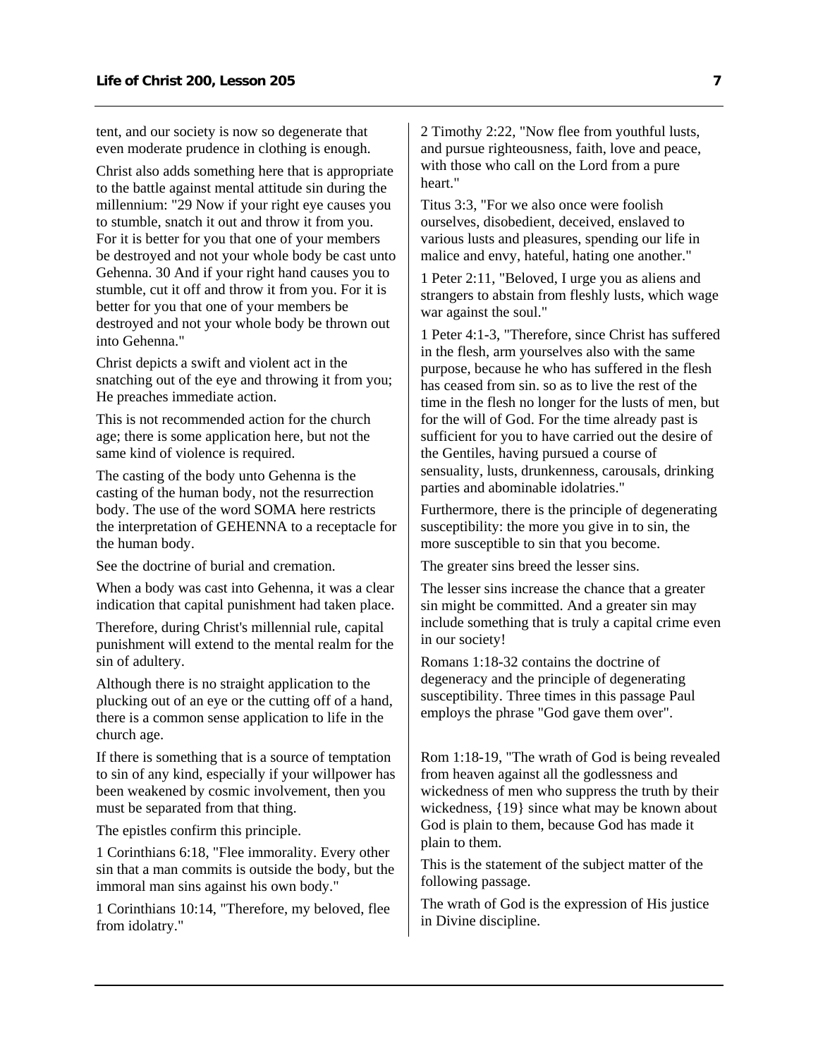tent, and our society is now so degenerate that even moderate prudence in clothing is enough.

Christ also adds something here that is appropriate to the battle against mental attitude sin during the millennium: "29 Now if your right eye causes you to stumble, snatch it out and throw it from you. For it is better for you that one of your members be destroyed and not your whole body be cast unto Gehenna. 30 And if your right hand causes you to stumble, cut it off and throw it from you. For it is better for you that one of your members be destroyed and not your whole body be thrown out into Gehenna."

Christ depicts a swift and violent act in the snatching out of the eye and throwing it from you; He preaches immediate action.

This is not recommended action for the church age; there is some application here, but not the same kind of violence is required.

The casting of the body unto Gehenna is the casting of the human body, not the resurrection body. The use of the word SOMA here restricts the interpretation of GEHENNA to a receptacle for the human body.

See the doctrine of burial and cremation.

When a body was cast into Gehenna, it was a clear indication that capital punishment had taken place.

Therefore, during Christ's millennial rule, capital punishment will extend to the mental realm for the sin of adultery.

Although there is no straight application to the plucking out of an eye or the cutting off of a hand, there is a common sense application to life in the church age.

If there is something that is a source of temptation to sin of any kind, especially if your willpower has been weakened by cosmic involvement, then you must be separated from that thing.

The epistles confirm this principle.

1 Corinthians 6:18, "Flee immorality. Every other sin that a man commits is outside the body, but the immoral man sins against his own body."

1 Corinthians 10:14, "Therefore, my beloved, flee from idolatry."

2 Timothy 2:22, "Now flee from youthful lusts, and pursue righteousness, faith, love and peace, with those who call on the Lord from a pure heart."

Titus 3:3, "For we also once were foolish ourselves, disobedient, deceived, enslaved to various lusts and pleasures, spending our life in malice and envy, hateful, hating one another."

1 Peter 2:11, "Beloved, I urge you as aliens and strangers to abstain from fleshly lusts, which wage war against the soul."

1 Peter 4:1-3, "Therefore, since Christ has suffered in the flesh, arm yourselves also with the same purpose, because he who has suffered in the flesh has ceased from sin. so as to live the rest of the time in the flesh no longer for the lusts of men, but for the will of God. For the time already past is sufficient for you to have carried out the desire of the Gentiles, having pursued a course of sensuality, lusts, drunkenness, carousals, drinking parties and abominable idolatries."

Furthermore, there is the principle of degenerating susceptibility: the more you give in to sin, the more susceptible to sin that you become.

The greater sins breed the lesser sins.

The lesser sins increase the chance that a greater sin might be committed. And a greater sin may include something that is truly a capital crime even in our society!

Romans 1:18-32 contains the doctrine of degeneracy and the principle of degenerating susceptibility. Three times in this passage Paul employs the phrase "God gave them over".

Rom 1:18-19, "The wrath of God is being revealed from heaven against all the godlessness and wickedness of men who suppress the truth by their wickedness, {19} since what may be known about God is plain to them, because God has made it plain to them.

This is the statement of the subject matter of the following passage.

The wrath of God is the expression of His justice in Divine discipline.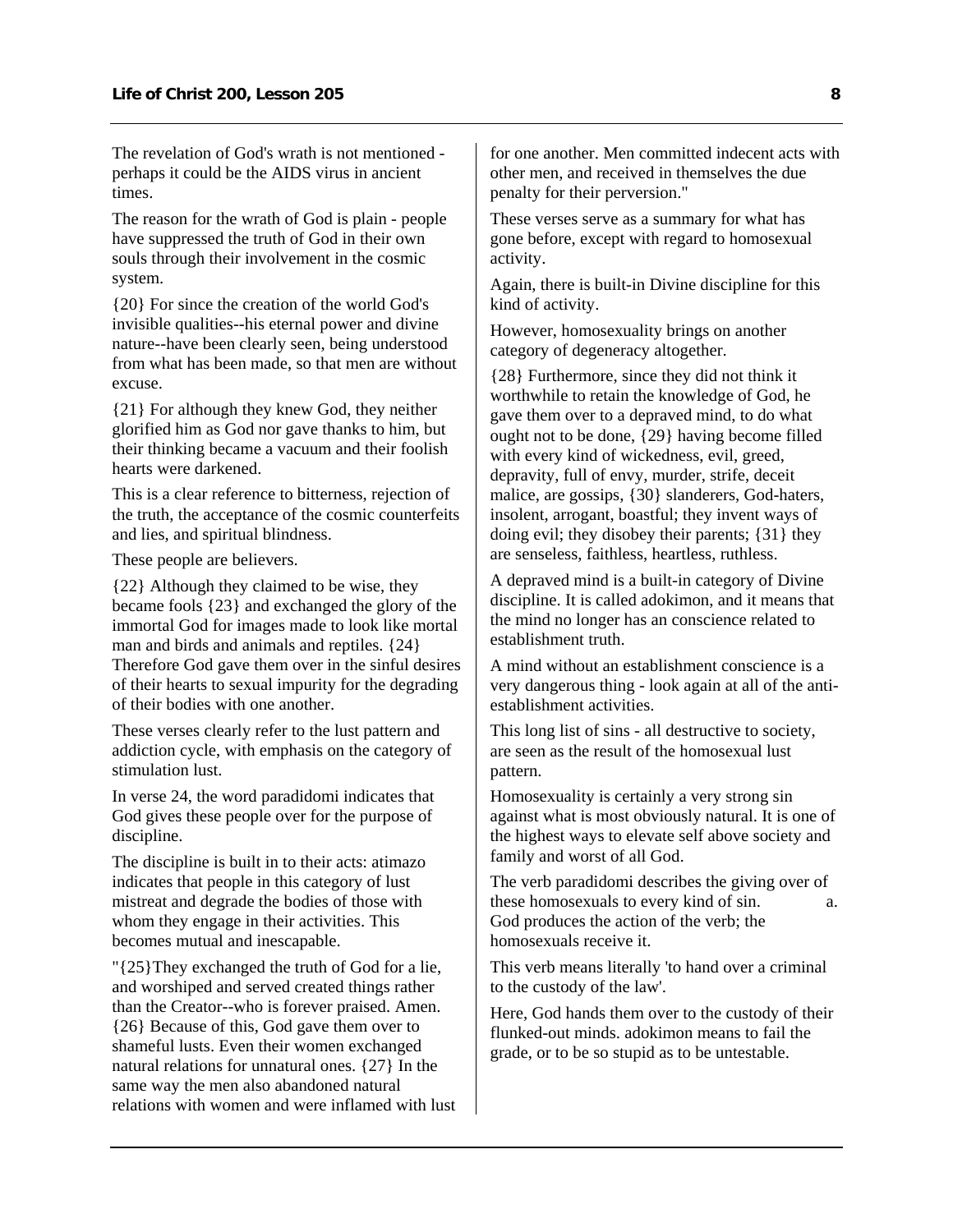The revelation of God's wrath is not mentioned - perhaps it could be the AIDS virus in ancient times.

The reason for the wrath of God is plain - people have suppressed the truth of God in their own souls through their involvement in the cosmic system.

{20} For since the creation of the world God's invisible qualities--his eternal power and divine nature--have been clearly seen, being understood from what has been made, so that men are without excuse.

{21} For although they knew God, they neither glorified him as God nor gave thanks to him, but their thinking became a vacuum and their foolish hearts were darkened.

This is a clear reference to bitterness, rejection of the truth, the acceptance of the cosmic counterfeits and lies, and spiritual blindness.

These people are believers.

{22} Although they claimed to be wise, they became fools {23} and exchanged the glory of the immortal God for images made to look like mortal man and birds and animals and reptiles. {24} Therefore God gave them over in the sinful desires of their hearts to sexual impurity for the degrading of their bodies with one another.

These verses clearly refer to the lust pattern and addiction cycle, with emphasis on the category of stimulation lust.

In verse 24, the word paradidomi indicates that God gives these people over for the purpose of discipline.

The discipline is built in to their acts: atimazo indicates that people in this category of lust mistreat and degrade the bodies of those with whom they engage in their activities. This becomes mutual and inescapable.

"{25}They exchanged the truth of God for a lie, and worshiped and served created things rather than the Creator--who is forever praised. Amen. {26} Because of this, God gave them over to shameful lusts. Even their women exchanged natural relations for unnatural ones. {27} In the same way the men also abandoned natural relations with women and were inflamed with lust for one another. Men committed indecent acts with other men, and received in themselves the due penalty for their perversion."

These verses serve as a summary for what has gone before, except with regard to homosexual activity.

Again, there is built-in Divine discipline for this kind of activity.

However, homosexuality brings on another category of degeneracy altogether.

{28} Furthermore, since they did not think it worthwhile to retain the knowledge of God, he gave them over to a depraved mind, to do what ought not to be done, {29} having become filled with every kind of wickedness, evil, greed, depravity, full of envy, murder, strife, deceit malice, are gossips, {30} slanderers, God-haters, insolent, arrogant, boastful; they invent ways of doing evil; they disobey their parents; {31} they are senseless, faithless, heartless, ruthless.

A depraved mind is a built-in category of Divine discipline. It is called adokimon, and it means that the mind no longer has an conscience related to establishment truth.

A mind without an establishment conscience is a very dangerous thing - look again at all of the anti-establishment activities.

This long list of sins - all destructive to society, are seen as the result of the homosexual lust pattern.

Homosexuality is certainly a very strong sin against what is most obviously natural. It is one of the highest ways to elevate self above society and family and worst of all God.

The verb paradidomi describes the giving over of these homosexuals to every kind of sin. a. God produces the action of the verb; the homosexuals receive it.

This verb means literally 'to hand over a criminal to the custody of the law'.

Here, God hands them over to the custody of their flunked-out minds. adokimon means to fail the grade, or to be so stupid as to be untestable.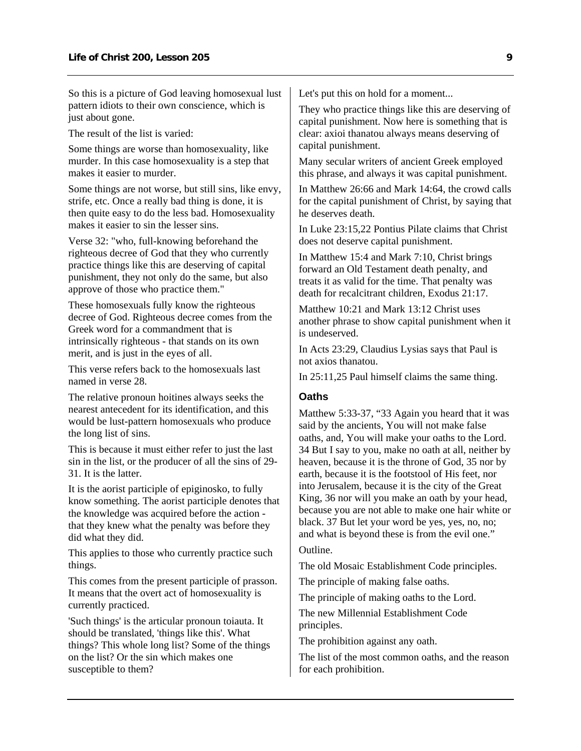So this is a picture of God leaving homosexual lust pattern idiots to their own conscience, which is just about gone.

The result of the list is varied:

Some things are worse than homosexuality, like murder. In this case homosexuality is a step that makes it easier to murder.

Some things are not worse, but still sins, like envy, strife, etc. Once a really bad thing is done, it is then quite easy to do the less bad. Homosexuality makes it easier to sin the lesser sins.

Verse 32: "who, full-knowing beforehand the righteous decree of God that they who currently practice things like this are deserving of capital punishment, they not only do the same, but also approve of those who practice them."

These homosexuals fully know the righteous decree of God. Righteous decree comes from the Greek word for a commandment that is intrinsically righteous - that stands on its own merit, and is just in the eyes of all.

This verse refers back to the homosexuals last named in verse 28.

The relative pronoun hoitines always seeks the nearest antecedent for its identification, and this would be lust-pattern homosexuals who produce the long list of sins.

This is because it must either refer to just the last sin in the list, or the producer of all the sins of 29-31. It is the latter.

It is the aorist participle of epiginosko, to fully know something. The aorist participle denotes that the knowledge was acquired before the action - that they knew what the penalty was before they did what they did.

This applies to those who currently practice such things.

This comes from the present participle of prasson. It means that the overt act of homosexuality is currently practiced.

'Such things' is the articular pronoun toiauta. It should be translated, 'things like this'. What things? This whole long list? Some of the things on the list? Or the sin which makes one susceptible to them?

Let's put this on hold for a moment...

They who practice things like this are deserving of capital punishment. Now here is something that is clear: axioi thanatou always means deserving of capital punishment.

Many secular writers of ancient Greek employed this phrase, and always it was capital punishment.

In Matthew 26:66 and Mark 14:64, the crowd calls for the capital punishment of Christ, by saying that he deserves death.

In Luke 23:15,22 Pontius Pilate claims that Christ does not deserve capital punishment.

In Matthew 15:4 and Mark 7:10, Christ brings forward an Old Testament death penalty, and treats it as valid for the time. That penalty was death for recalcitrant children, Exodus 21:17.

Matthew 10:21 and Mark 13:12 Christ uses another phrase to show capital punishment when it is undeserved.

In Acts 23:29, Claudius Lysias says that Paul is not axios thanatou.

In 25:11,25 Paul himself claims the same thing.

### Oaths

Matthew 5:33-37, "33 Again you heard that it was said by the ancients, You will not make false oaths, and, You will make your oaths to the Lord. 34 But I say to you, make no oath at all, neither by heaven, because it is the throne of God, 35 nor by earth, because it is the footstool of His feet, nor into Jerusalem, because it is the city of the Great King, 36 nor will you make an oath by your head, because you are not able to make one hair white or black. 37 But let your word be yes, yes, no, no; and what is beyond these is from the evil one."

Outline.

The old Mosaic Establishment Code principles.

The principle of making false oaths.

The principle of making oaths to the Lord.

The new Millennial Establishment Code principles.

The prohibition against any oath.

The list of the most common oaths, and the reason for each prohibition.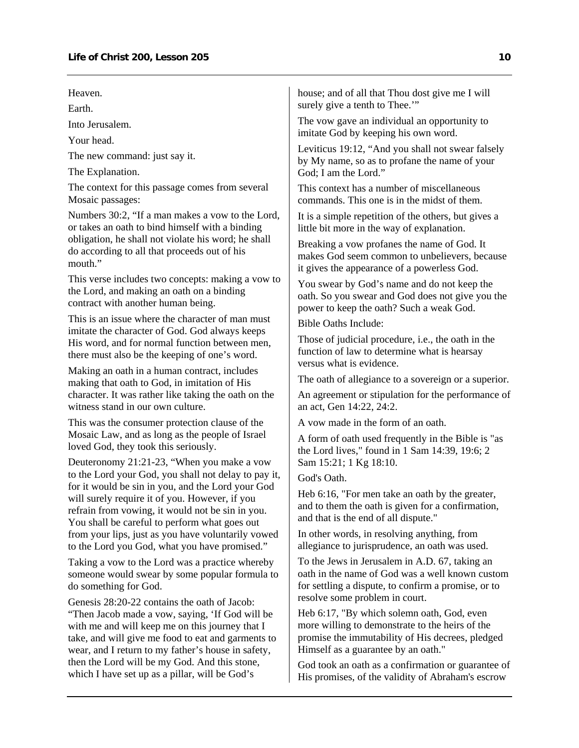Heaven.

Earth.

Into Jerusalem.

Your head.

The new command: just say it.

The Explanation.

The context for this passage comes from several Mosaic passages:

Numbers 30:2, "If a man makes a vow to the Lord, or takes an oath to bind himself with a binding obligation, he shall not violate his word; he shall do according to all that proceeds out of his mouth."

This verse includes two concepts: making a vow to the Lord, and making an oath on a binding contract with another human being.

This is an issue where the character of man must imitate the character of God. God always keeps His word, and for normal function between men, there must also be the keeping of one's word.

Making an oath in a human contract, includes making that oath to God, in imitation of His character. It was rather like taking the oath on the witness stand in our own culture.

This was the consumer protection clause of the Mosaic Law, and as long as the people of Israel loved God, they took this seriously.

Deuteronomy 21:21-23, "When you make a vow to the Lord your God, you shall not delay to pay it, for it would be sin in you, and the Lord your God will surely require it of you. However, if you refrain from vowing, it would not be sin in you. You shall be careful to perform what goes out from your lips, just as you have voluntarily vowed to the Lord you God, what you have promised."

Taking a vow to the Lord was a practice whereby someone would swear by some popular formula to do something for God.

Genesis 28:20-22 contains the oath of Jacob: "Then Jacob made a vow, saying, 'If God will be with me and will keep me on this journey that I take, and will give me food to eat and garments to wear, and I return to my father's house in safety, then the Lord will be my God. And this stone, which I have set up as a pillar, will be God's house; and of all that Thou dost give me I will surely give a tenth to Thee.'"

The vow gave an individual an opportunity to imitate God by keeping his own word.

Leviticus 19:12, "And you shall not swear falsely by My name, so as to profane the name of your God; I am the Lord."

This context has a number of miscellaneous commands. This one is in the midst of them.

It is a simple repetition of the others, but gives a little bit more in the way of explanation.

Breaking a vow profanes the name of God. It makes God seem common to unbelievers, because it gives the appearance of a powerless God.

You swear by God's name and do not keep the oath. So you swear and God does not give you the power to keep the oath? Such a weak God.

Bible Oaths Include:

Those of judicial procedure, i.e., the oath in the function of law to determine what is hearsay versus what is evidence.

The oath of allegiance to a sovereign or a superior.

An agreement or stipulation for the performance of an act, Gen 14:22, 24:2.

A vow made in the form of an oath.

A form of oath used frequently in the Bible is "as the Lord lives," found in 1 Sam 14:39, 19:6; 2 Sam 15:21; 1 Kg 18:10.

God's Oath.

Heb 6:16, "For men take an oath by the greater, and to them the oath is given for a confirmation, and that is the end of all dispute."

In other words, in resolving anything, from allegiance to jurisprudence, an oath was used.

To the Jews in Jerusalem in A.D. 67, taking an oath in the name of God was a well known custom for settling a dispute, to confirm a promise, or to resolve some problem in court.

Heb 6:17, "By which solemn oath, God, even more willing to demonstrate to the heirs of the promise the immutability of His decrees, pledged Himself as a guarantee by an oath."

God took an oath as a confirmation or guarantee of His promises, of the validity of Abraham's escrow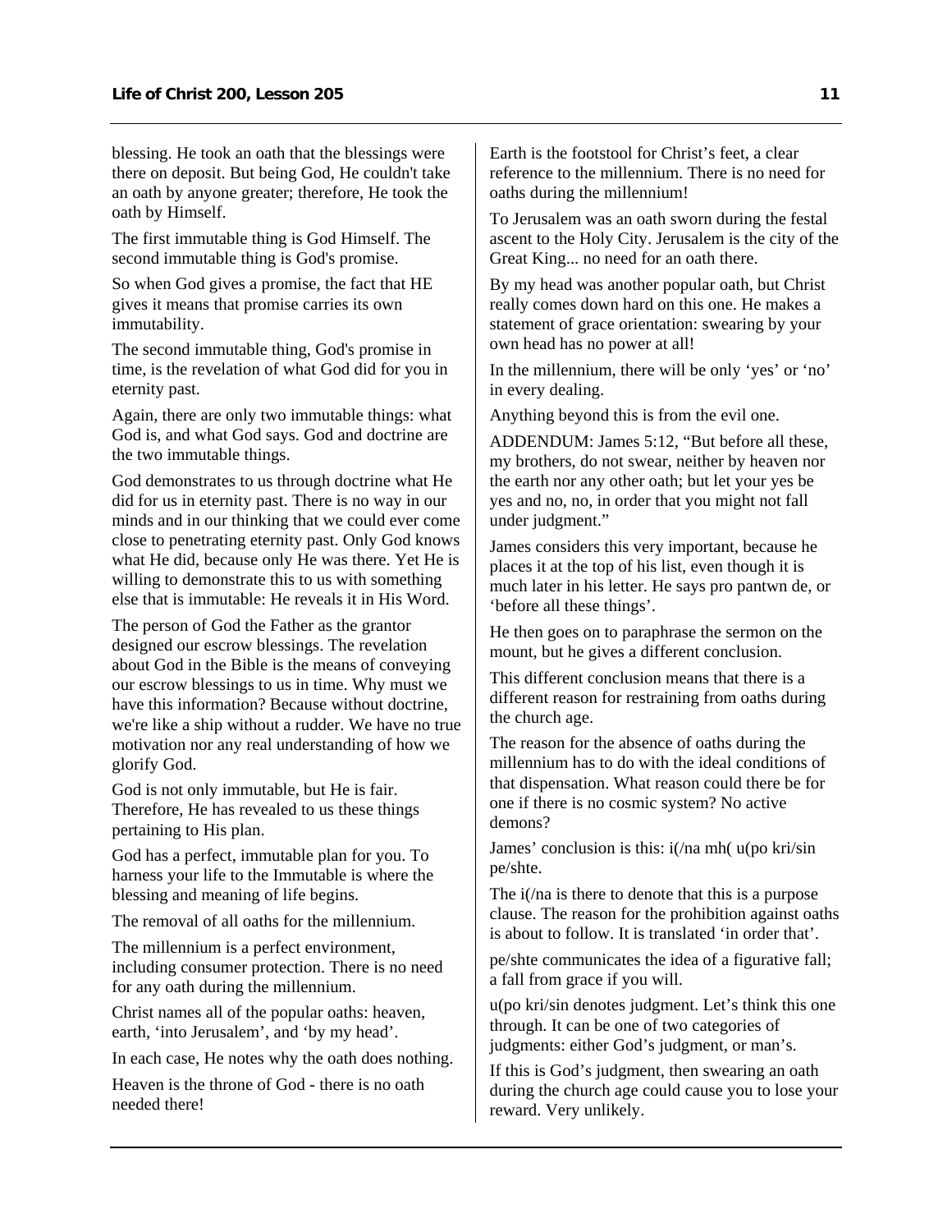blessing. He took an oath that the blessings were there on deposit. But being God, He couldn't take an oath by anyone greater; therefore, He took the oath by Himself.

The first immutable thing is God Himself. The second immutable thing is God's promise.

So when God gives a promise, the fact that HE gives it means that promise carries its own immutability.

The second immutable thing, God's promise in time, is the revelation of what God did for you in eternity past.

Again, there are only two immutable things: what God is, and what God says. God and doctrine are the two immutable things.

God demonstrates to us through doctrine what He did for us in eternity past. There is no way in our minds and in our thinking that we could ever come close to penetrating eternity past. Only God knows what He did, because only He was there. Yet He is willing to demonstrate this to us with something else that is immutable: He reveals it in His Word.

The person of God the Father as the grantor designed our escrow blessings. The revelation about God in the Bible is the means of conveying our escrow blessings to us in time. Why must we have this information? Because without doctrine, we're like a ship without a rudder. We have no true motivation nor any real understanding of how we glorify God.

God is not only immutable, but He is fair. Therefore, He has revealed to us these things pertaining to His plan.

God has a perfect, immutable plan for you. To harness your life to the Immutable is where the blessing and meaning of life begins.

The removal of all oaths for the millennium.

The millennium is a perfect environment, including consumer protection. There is no need for any oath during the millennium.

Christ names all of the popular oaths: heaven, earth, 'into Jerusalem', and 'by my head'.

In each case, He notes why the oath does nothing.

Heaven is the throne of God - there is no oath needed there!

Earth is the footstool for Christ's feet, a clear reference to the millennium. There is no need for oaths during the millennium!

To Jerusalem was an oath sworn during the festal ascent to the Holy City. Jerusalem is the city of the Great King... no need for an oath there.

By my head was another popular oath, but Christ really comes down hard on this one. He makes a statement of grace orientation: swearing by your own head has no power at all!

In the millennium, there will be only 'yes' or 'no' in every dealing.

Anything beyond this is from the evil one.

ADDENDUM: James 5:12, "But before all these, my brothers, do not swear, neither by heaven nor the earth nor any other oath; but let your yes be yes and no, no, in order that you might not fall under judgment."

James considers this very important, because he places it at the top of his list, even though it is much later in his letter. He says pro pantwn de, or 'before all these things'.

He then goes on to paraphrase the sermon on the mount, but he gives a different conclusion.

This different conclusion means that there is a different reason for restraining from oaths during the church age.

The reason for the absence of oaths during the millennium has to do with the ideal conditions of that dispensation. What reason could there be for one if there is no cosmic system? No active demons?

James' conclusion is this: i(/na mh( u(po kri/sin pe/shte.

The i(/na is there to denote that this is a purpose clause. The reason for the prohibition against oaths is about to follow. It is translated 'in order that'.

pe/shte communicates the idea of a figurative fall; a fall from grace if you will.

u(po kri/sin denotes judgment. Let's think this one through. It can be one of two categories of judgments: either God's judgment, or man's.

If this is God's judgment, then swearing an oath during the church age could cause you to lose your reward. Very unlikely.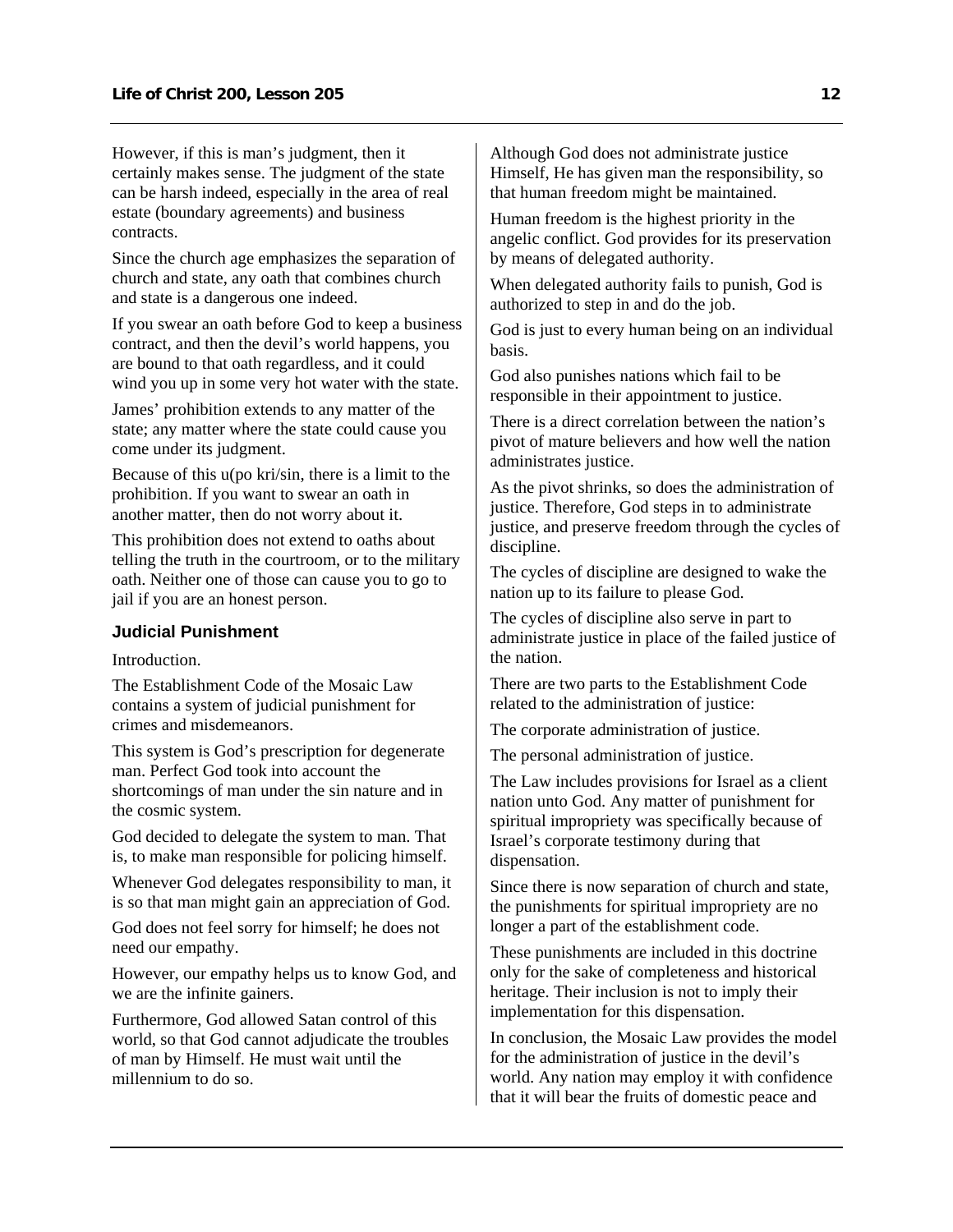However, if this is man's judgment, then it certainly makes sense. The judgment of the state can be harsh indeed, especially in the area of real estate (boundary agreements) and business contracts.

Since the church age emphasizes the separation of church and state, any oath that combines church and state is a dangerous one indeed.

If you swear an oath before God to keep a business contract, and then the devil's world happens, you are bound to that oath regardless, and it could wind you up in some very hot water with the state.

James' prohibition extends to any matter of the state; any matter where the state could cause you come under its judgment.

Because of this u(po kri/sin, there is a limit to the prohibition. If you want to swear an oath in another matter, then do not worry about it.

This prohibition does not extend to oaths about telling the truth in the courtroom, or to the military oath. Neither one of those can cause you to go to jail if you are an honest person.

### Judicial Punishment

Introduction.

The Establishment Code of the Mosaic Law contains a system of judicial punishment for crimes and misdemeanors.

This system is God's prescription for degenerate man. Perfect God took into account the shortcomings of man under the sin nature and in the cosmic system.

God decided to delegate the system to man. That is, to make man responsible for policing himself.

Whenever God delegates responsibility to man, it is so that man might gain an appreciation of God.

God does not feel sorry for himself; he does not need our empathy.

However, our empathy helps us to know God, and we are the infinite gainers.

Furthermore, God allowed Satan control of this world, so that God cannot adjudicate the troubles of man by Himself. He must wait until the millennium to do so.

Although God does not administrate justice Himself, He has given man the responsibility, so that human freedom might be maintained.

Human freedom is the highest priority in the angelic conflict. God provides for its preservation by means of delegated authority.

When delegated authority fails to punish, God is authorized to step in and do the job.

God is just to every human being on an individual basis.

God also punishes nations which fail to be responsible in their appointment to justice.

There is a direct correlation between the nation's pivot of mature believers and how well the nation administrates justice.

As the pivot shrinks, so does the administration of justice. Therefore, God steps in to administrate justice, and preserve freedom through the cycles of discipline.

The cycles of discipline are designed to wake the nation up to its failure to please God.

The cycles of discipline also serve in part to administrate justice in place of the failed justice of the nation.

There are two parts to the Establishment Code related to the administration of justice:

The corporate administration of justice.

The personal administration of justice.

The Law includes provisions for Israel as a client nation unto God. Any matter of punishment for spiritual impropriety was specifically because of Israel's corporate testimony during that dispensation.

Since there is now separation of church and state, the punishments for spiritual impropriety are no longer a part of the establishment code.

These punishments are included in this doctrine only for the sake of completeness and historical heritage. Their inclusion is not to imply their implementation for this dispensation.

In conclusion, the Mosaic Law provides the model for the administration of justice in the devil's world. Any nation may employ it with confidence that it will bear the fruits of domestic peace and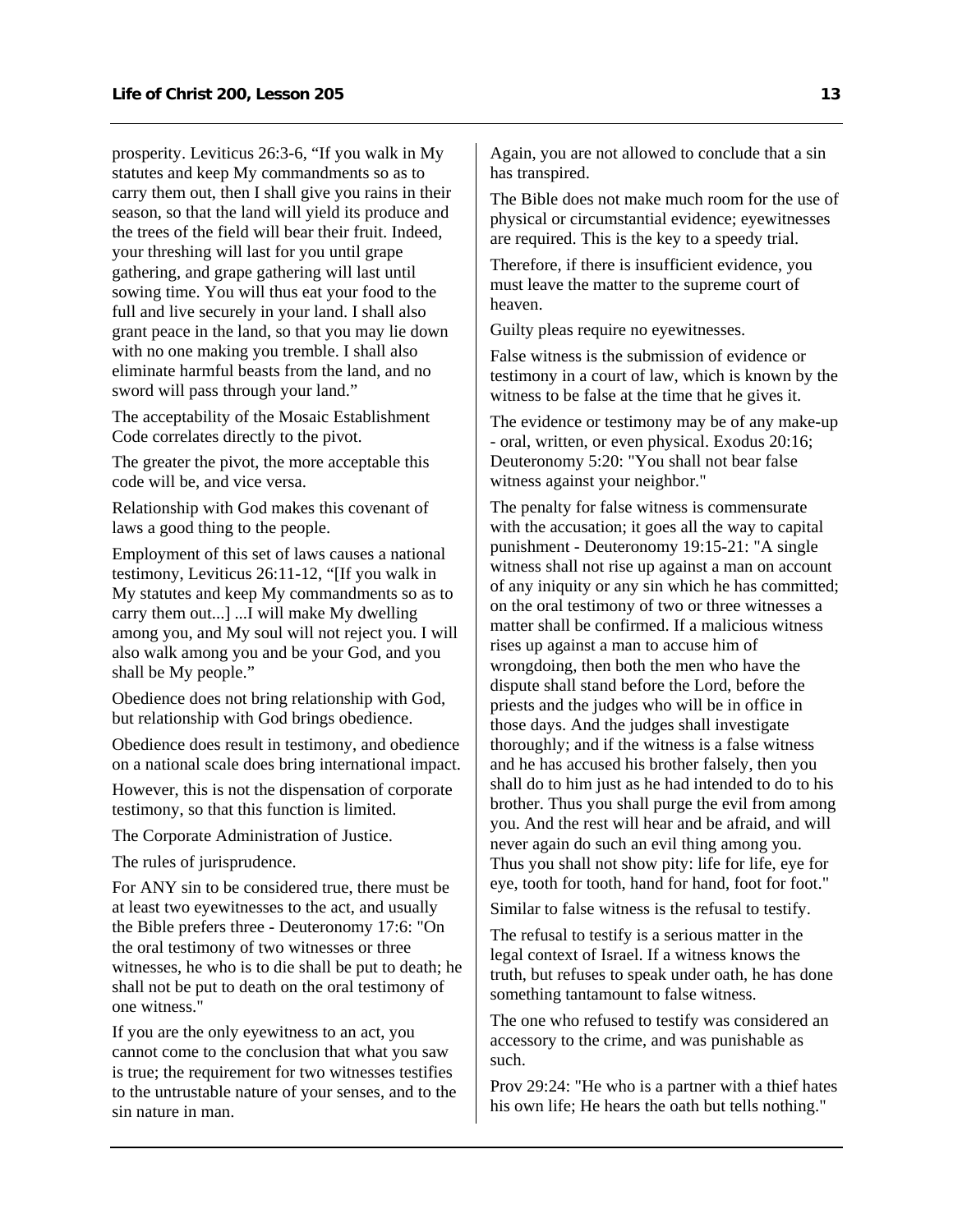prosperity. Leviticus 26:3-6, “If you walk in My statutes and keep My commandments so as to carry them out, then I shall give you rains in their season, so that the land will yield its produce and the trees of the field will bear their fruit. Indeed, your threshing will last for you until grape gathering, and grape gathering will last until sowing time. You will thus eat your food to the full and live securely in your land. I shall also grant peace in the land, so that you may lie down with no one making you tremble. I shall also eliminate harmful beasts from the land, and no sword will pass through your land.”

The acceptability of the Mosaic Establishment Code correlates directly to the pivot.

The greater the pivot, the more acceptable this code will be, and vice versa.

Relationship with God makes this covenant of laws a good thing to the people.

Employment of this set of laws causes a national testimony, Leviticus 26:11-12, “[If you walk in My statutes and keep My commandments so as to carry them out...] ...I will make My dwelling among you, and My soul will not reject you. I will also walk among you and be your God, and you shall be My people.”

Obedience does not bring relationship with God, but relationship with God brings obedience.

Obedience does result in testimony, and obedience on a national scale does bring international impact.

However, this is not the dispensation of corporate testimony, so that this function is limited.

The Corporate Administration of Justice.

The rules of jurisprudence.

For ANY sin to be considered true, there must be at least two eyewitnesses to the act, and usually the Bible prefers three - Deuteronomy 17:6: "On the oral testimony of two witnesses or three witnesses, he who is to die shall be put to death; he shall not be put to death on the oral testimony of one witness."

If you are the only eyewitness to an act, you cannot come to the conclusion that what you saw is true; the requirement for two witnesses testifies to the untrustable nature of your senses, and to the sin nature in man.

Again, you are not allowed to conclude that a sin has transpired.

The Bible does not make much room for the use of physical or circumstantial evidence; eyewitnesses are required. This is the key to a speedy trial.

Therefore, if there is insufficient evidence, you must leave the matter to the supreme court of heaven.

Guilty pleas require no eyewitnesses.

False witness is the submission of evidence or testimony in a court of law, which is known by the witness to be false at the time that he gives it.

The evidence or testimony may be of any make-up - oral, written, or even physical. Exodus 20:16; Deuteronomy 5:20: "You shall not bear false witness against your neighbor."

The penalty for false witness is commensurate with the accusation; it goes all the way to capital punishment - Deuteronomy 19:15-21: "A single witness shall not rise up against a man on account of any iniquity or any sin which he has committed; on the oral testimony of two or three witnesses a matter shall be confirmed. If a malicious witness rises up against a man to accuse him of wrongdoing, then both the men who have the dispute shall stand before the Lord, before the priests and the judges who will be in office in those days. And the judges shall investigate thoroughly; and if the witness is a false witness and he has accused his brother falsely, then you shall do to him just as he had intended to do to his brother. Thus you shall purge the evil from among you. And the rest will hear and be afraid, and will never again do such an evil thing among you. Thus you shall not show pity: life for life, eye for eye, tooth for tooth, hand for hand, foot for foot."

Similar to false witness is the refusal to testify.

The refusal to testify is a serious matter in the legal context of Israel. If a witness knows the truth, but refuses to speak under oath, he has done something tantamount to false witness.

The one who refused to testify was considered an accessory to the crime, and was punishable as such.

Prov 29:24: "He who is a partner with a thief hates his own life; He hears the oath but tells nothing."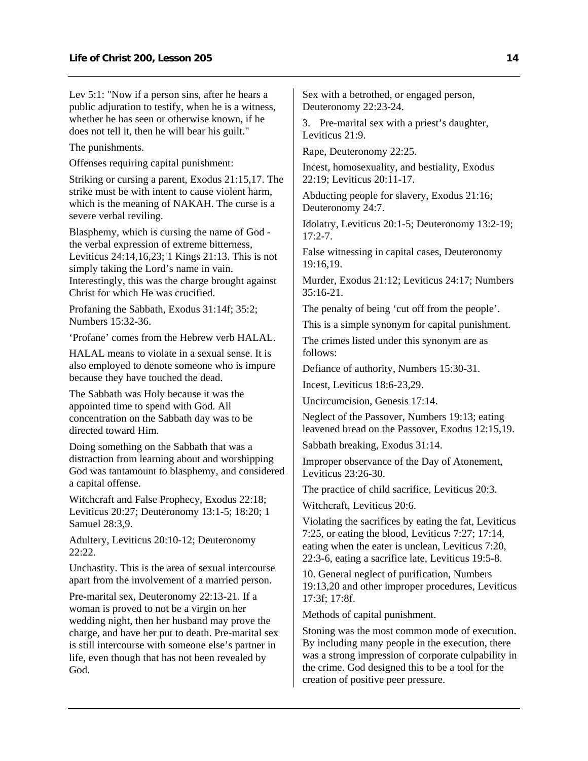Lev 5:1: "Now if a person sins, after he hears a public adjuration to testify, when he is a witness, whether he has seen or otherwise known, if he does not tell it, then he will bear his guilt."

The punishments.

Offenses requiring capital punishment:

Striking or cursing a parent, Exodus 21:15,17. The strike must be with intent to cause violent harm, which is the meaning of NAKAH. The curse is a severe verbal reviling.

Blasphemy, which is cursing the name of God - the verbal expression of extreme bitterness, Leviticus 24:14,16,23; 1 Kings 21:13. This is not simply taking the Lord's name in vain. Interestingly, this was the charge brought against Christ for which He was crucified.

Profaning the Sabbath, Exodus 31:14f; 35:2; Numbers 15:32-36.

'Profane' comes from the Hebrew verb HALAL.

HALAL means to violate in a sexual sense. It is also employed to denote someone who is impure because they have touched the dead.

The Sabbath was Holy because it was the appointed time to spend with God. All concentration on the Sabbath day was to be directed toward Him.

Doing something on the Sabbath that was a distraction from learning about and worshipping God was tantamount to blasphemy, and considered a capital offense.

Witchcraft and False Prophecy, Exodus 22:18; Leviticus 20:27; Deuteronomy 13:1-5; 18:20; 1 Samuel 28:3,9.

Adultery, Leviticus 20:10-12; Deuteronomy 22:22.

Unchastity. This is the area of sexual intercourse apart from the involvement of a married person.

Pre-marital sex, Deuteronomy 22:13-21. If a woman is proved to not be a virgin on her wedding night, then her husband may prove the charge, and have her put to death. Pre-marital sex is still intercourse with someone else's partner in life, even though that has not been revealed by God.

Sex with a betrothed, or engaged person, Deuteronomy 22:23-24.

3. Pre-marital sex with a priest's daughter, Leviticus 21:9.

Rape, Deuteronomy 22:25.

Incest, homosexuality, and bestiality, Exodus 22:19; Leviticus 20:11-17.

Abducting people for slavery, Exodus 21:16; Deuteronomy 24:7.

Idolatry, Leviticus 20:1-5; Deuteronomy 13:2-19; 17:2-7.

False witnessing in capital cases, Deuteronomy 19:16,19.

Murder, Exodus 21:12; Leviticus 24:17; Numbers 35:16-21.

The penalty of being 'cut off from the people'.

This is a simple synonym for capital punishment.

The crimes listed under this synonym are as follows:

Defiance of authority, Numbers 15:30-31.

Incest, Leviticus 18:6-23,29.

Uncircumcision, Genesis 17:14.

Neglect of the Passover, Numbers 19:13; eating leavened bread on the Passover, Exodus 12:15,19.

Sabbath breaking, Exodus 31:14.

Improper observance of the Day of Atonement, Leviticus 23:26-30.

The practice of child sacrifice, Leviticus 20:3.

Witchcraft, Leviticus 20:6.

Violating the sacrifices by eating the fat, Leviticus 7:25, or eating the blood, Leviticus 7:27; 17:14, eating when the eater is unclean, Leviticus 7:20, 22:3-6, eating a sacrifice late, Leviticus 19:5-8.

10. General neglect of purification, Numbers 19:13,20 and other improper procedures, Leviticus 17:3f; 17:8f.

Methods of capital punishment.

Stoning was the most common mode of execution. By including many people in the execution, there was a strong impression of corporate culpability in the crime. God designed this to be a tool for the creation of positive peer pressure.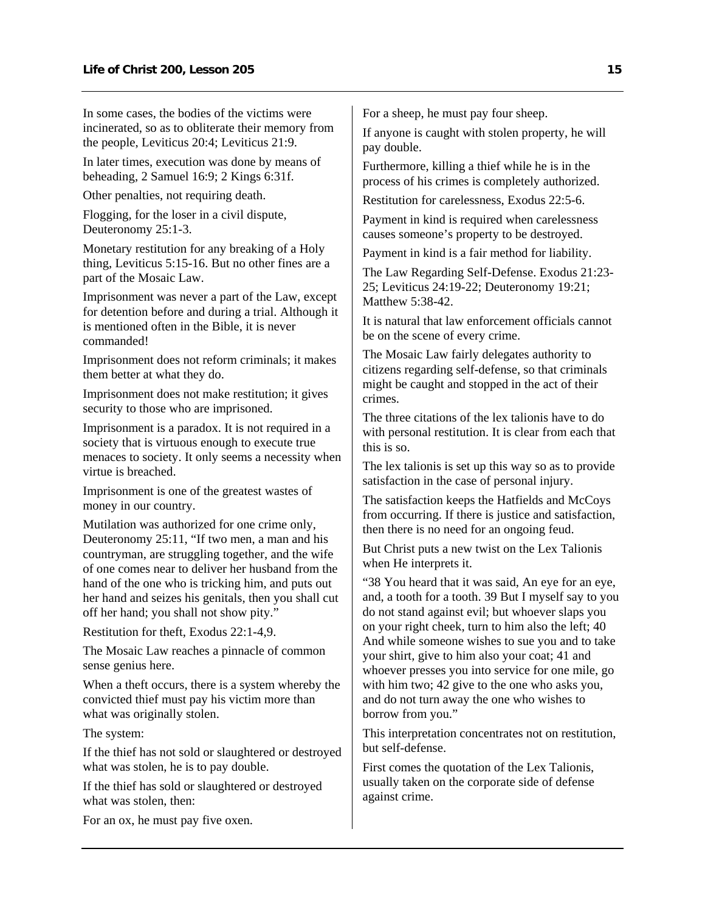In some cases, the bodies of the victims were incinerated, so as to obliterate their memory from the people, Leviticus 20:4; Leviticus 21:9.

In later times, execution was done by means of beheading, 2 Samuel 16:9; 2 Kings 6:31f.

Other penalties, not requiring death.

Flogging, for the loser in a civil dispute, Deuteronomy 25:1-3.

Monetary restitution for any breaking of a Holy thing, Leviticus 5:15-16. But no other fines are a part of the Mosaic Law.

Imprisonment was never a part of the Law, except for detention before and during a trial. Although it is mentioned often in the Bible, it is never commanded!

Imprisonment does not reform criminals; it makes them better at what they do.

Imprisonment does not make restitution; it gives security to those who are imprisoned.

Imprisonment is a paradox. It is not required in a society that is virtuous enough to execute true menaces to society. It only seems a necessity when virtue is breached.

Imprisonment is one of the greatest wastes of money in our country.

Mutilation was authorized for one crime only, Deuteronomy 25:11, "If two men, a man and his countryman, are struggling together, and the wife of one comes near to deliver her husband from the hand of the one who is tricking him, and puts out her hand and seizes his genitals, then you shall cut off her hand; you shall not show pity."

Restitution for theft, Exodus 22:1-4,9.

The Mosaic Law reaches a pinnacle of common sense genius here.

When a theft occurs, there is a system whereby the convicted thief must pay his victim more than what was originally stolen.

The system:

If the thief has not sold or slaughtered or destroyed what was stolen, he is to pay double.

If the thief has sold or slaughtered or destroyed what was stolen, then:

For an ox, he must pay five oxen.

For a sheep, he must pay four sheep.

If anyone is caught with stolen property, he will pay double.

Furthermore, killing a thief while he is in the process of his crimes is completely authorized.

Restitution for carelessness, Exodus 22:5-6.

Payment in kind is required when carelessness causes someone's property to be destroyed.

Payment in kind is a fair method for liability.

The Law Regarding Self-Defense. Exodus 21:23-25; Leviticus 24:19-22; Deuteronomy 19:21; Matthew 5:38-42.

It is natural that law enforcement officials cannot be on the scene of every crime.

The Mosaic Law fairly delegates authority to citizens regarding self-defense, so that criminals might be caught and stopped in the act of their crimes.

The three citations of the lex talionis have to do with personal restitution. It is clear from each that this is so.

The lex talionis is set up this way so as to provide satisfaction in the case of personal injury.

The satisfaction keeps the Hatfields and McCoys from occurring. If there is justice and satisfaction, then there is no need for an ongoing feud.

But Christ puts a new twist on the Lex Talionis when He interprets it.

"38 You heard that it was said, An eye for an eye, and, a tooth for a tooth. 39 But I myself say to you do not stand against evil; but whoever slaps you on your right cheek, turn to him also the left; 40 And while someone wishes to sue you and to take your shirt, give to him also your coat; 41 and whoever presses you into service for one mile, go with him two; 42 give to the one who asks you, and do not turn away the one who wishes to borrow from you."

This interpretation concentrates not on restitution, but self-defense.

First comes the quotation of the Lex Talionis, usually taken on the corporate side of defense against crime.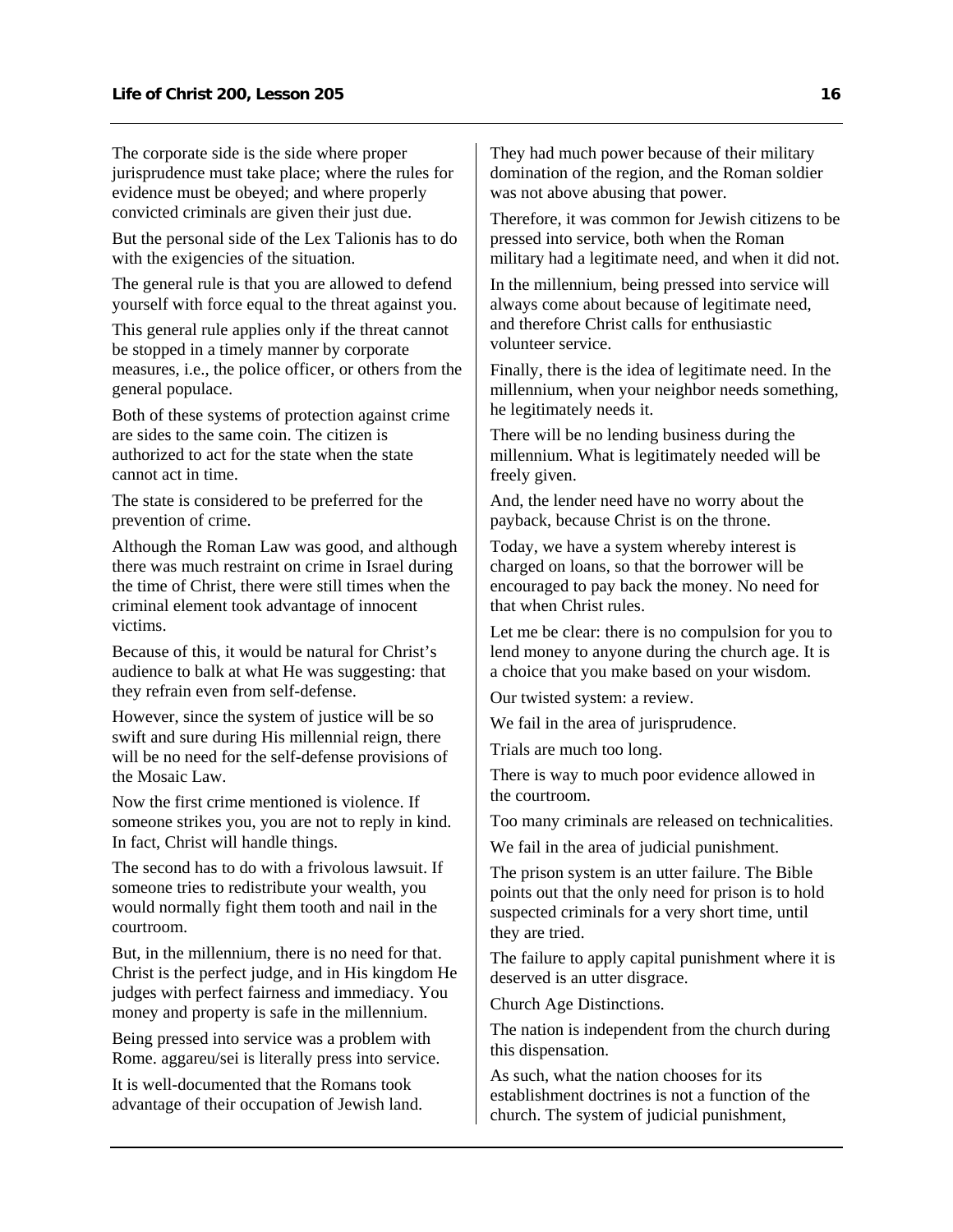The corporate side is the side where proper jurisprudence must take place; where the rules for evidence must be obeyed; and where properly convicted criminals are given their just due.

But the personal side of the Lex Talionis has to do with the exigencies of the situation.

The general rule is that you are allowed to defend yourself with force equal to the threat against you.

This general rule applies only if the threat cannot be stopped in a timely manner by corporate measures, i.e., the police officer, or others from the general populace.

Both of these systems of protection against crime are sides to the same coin. The citizen is authorized to act for the state when the state cannot act in time.

The state is considered to be preferred for the prevention of crime.

Although the Roman Law was good, and although there was much restraint on crime in Israel during the time of Christ, there were still times when the criminal element took advantage of innocent victims.

Because of this, it would be natural for Christ's audience to balk at what He was suggesting: that they refrain even from self-defense.

However, since the system of justice will be so swift and sure during His millennial reign, there will be no need for the self-defense provisions of the Mosaic Law.

Now the first crime mentioned is violence. If someone strikes you, you are not to reply in kind. In fact, Christ will handle things.

The second has to do with a frivolous lawsuit. If someone tries to redistribute your wealth, you would normally fight them tooth and nail in the courtroom.

But, in the millennium, there is no need for that. Christ is the perfect judge, and in His kingdom He judges with perfect fairness and immediacy. You money and property is safe in the millennium.

Being pressed into service was a problem with Rome. aggareu/sei is literally press into service.

It is well-documented that the Romans took advantage of their occupation of Jewish land. They had much power because of their military domination of the region, and the Roman soldier was not above abusing that power.

Therefore, it was common for Jewish citizens to be pressed into service, both when the Roman military had a legitimate need, and when it did not.

In the millennium, being pressed into service will always come about because of legitimate need, and therefore Christ calls for enthusiastic volunteer service.

Finally, there is the idea of legitimate need. In the millennium, when your neighbor needs something, he legitimately needs it.

There will be no lending business during the millennium. What is legitimately needed will be freely given.

And, the lender need have no worry about the payback, because Christ is on the throne.

Today, we have a system whereby interest is charged on loans, so that the borrower will be encouraged to pay back the money. No need for that when Christ rules.

Let me be clear: there is no compulsion for you to lend money to anyone during the church age. It is a choice that you make based on your wisdom.

Our twisted system: a review.

We fail in the area of jurisprudence.

Trials are much too long.

There is way to much poor evidence allowed in the courtroom.

Too many criminals are released on technicalities.

We fail in the area of judicial punishment.

The prison system is an utter failure. The Bible points out that the only need for prison is to hold suspected criminals for a very short time, until they are tried.

The failure to apply capital punishment where it is deserved is an utter disgrace.

Church Age Distinctions.

The nation is independent from the church during this dispensation.

As such, what the nation chooses for its establishment doctrines is not a function of the church. The system of judicial punishment,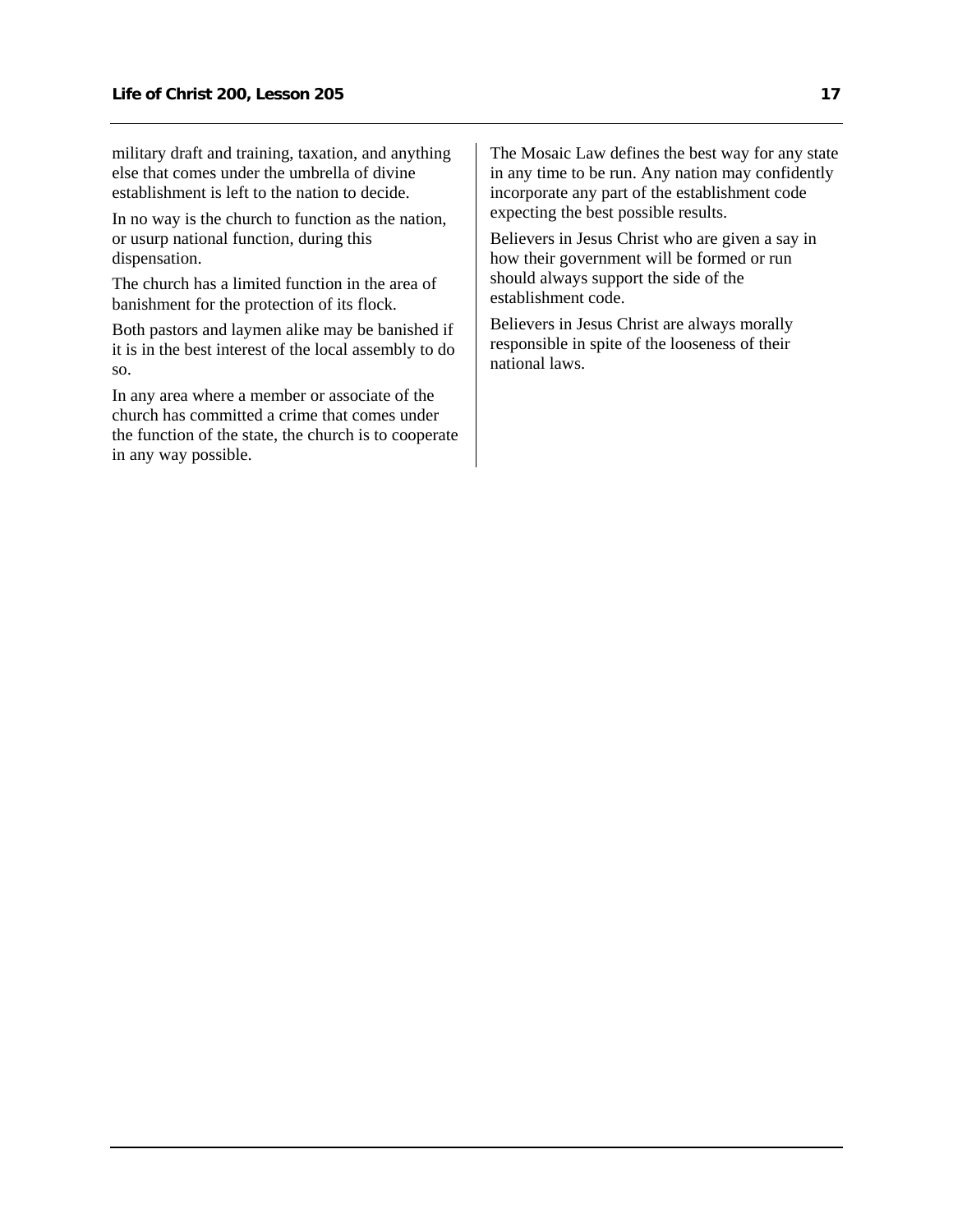military draft and training, taxation, and anything else that comes under the umbrella of divine establishment is left to the nation to decide.

In no way is the church to function as the nation, or usurp national function, during this dispensation.

The church has a limited function in the area of banishment for the protection of its flock.

Both pastors and laymen alike may be banished if it is in the best interest of the local assembly to do so.

In any area where a member or associate of the church has committed a crime that comes under the function of the state, the church is to cooperate in any way possible.

The Mosaic Law defines the best way for any state in any time to be run. Any nation may confidently incorporate any part of the establishment code expecting the best possible results.

Believers in Jesus Christ who are given a say in how their government will be formed or run should always support the side of the establishment code.

Believers in Jesus Christ are always morally responsible in spite of the looseness of their national laws.